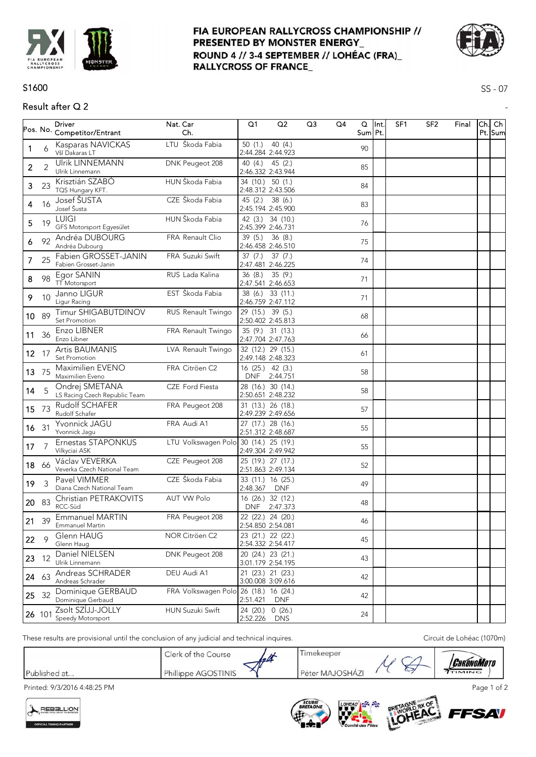# FIA EUROPEAN RALLYCROSS CHAMPIONSHIP // PRESENTED BY MONSTER ENERGY_ ROUND 4 // 3-4 SEPTEMBER // LOHÉAC (FRA)_ RALLYCROSS OF FRANCE_

S1600

SS - 07

## Result after Q 2

| Pos. | No. | Driver / Competitor/Entrant | Nat. | Car Ch. | Q1 | Q2 | Q3 | Q4 | Q Sum | Int. Pt. | SF1 | SF2 | Final | Ch. Pt. | Ch Sum |
|---|---|---|---|---|---|---|---|---|---|---|---|---|---|---|---|
| 1 | 6 | Kasparas NAVICKAS<br>VšI Dakaras LT | LTU | Škoda Fabia | 50 (1.)<br>2:44.284 | 40 (4.)<br>2:44.923 | | | 90 | | | | | | |
| 2 | 2 | Ulrik LINNEMANN<br>Ulrik Linnemann | DNK | Peugeot 208 | 40 (4.)<br>2:46.332 | 45 (2.)<br>2:43.944 | | | 85 | | | | | | |
| 3 | 23 | Krisztián SZABÓ<br>TQS Hungary KFT. | HUN | Škoda Fabia | 34 (10.)<br>2:48.312 | 50 (1.)<br>2:43.506 | | | 84 | | | | | | |
| 4 | 16 | Josef ŠUSTA<br>Josef Šusta | CZE | Škoda Fabia | 45 (2.)<br>2:45.194 | 38 (6.)<br>2:45.900 | | | 83 | | | | | | |
| 5 | 19 | LUIGI<br>GFS Motorsport Egyesület | HUN | Škoda Fabia | 42 (3.)<br>2:45.399 | 34 (10.)<br>2:46.731 | | | 76 | | | | | | |
| 6 | 92 | Andréa DUBOURG<br>Andréa Dubourg | FRA | Renault Clio | 39 (5.)<br>2:46.458 | 36 (8.)<br>2:46.510 | | | 75 | | | | | | |
| 7 | 25 | Fabien GROSSET-JANIN<br>Fabien Grosset-Janin | FRA | Suzuki Swift | 37 (7.)<br>2:47.481 | 37 (7.)<br>2:46.225 | | | 74 | | | | | | |
| 8 | 98 | Egor SANIN<br>TT Motorsport | RUS | Lada Kalina | 36 (8.)<br>2:47.541 | 35 (9.)<br>2:46.653 | | | 71 | | | | | | |
| 9 | 10 | Janno LIGUR<br>Ligur Racing | EST | Škoda Fabia | 38 (6.)<br>2:46.759 | 33 (11.)<br>2:47.112 | | | 71 | | | | | | |
| 10 | 89 | Timur SHIGABUTDINOV<br>Set Promotion | RUS | Renault Twingo | 29 (15.)<br>2:50.402 | 39 (5.)<br>2:45.813 | | | 68 | | | | | | |
| 11 | 36 | Enzo LIBNER<br>Enzo Libner | FRA | Renault Twingo | 35 (9.)<br>2:47.704 | 31 (13.)<br>2:47.763 | | | 66 | | | | | | |
| 12 | 17 | Artis BAUMANIS<br>Set Promotion | LVA | Renault Twingo | 32 (12.)<br>2:49.148 | 29 (15.)<br>2:48.323 | | | 61 | | | | | | |
| 13 | 75 | Maximilien EVENO<br>Maximilien Eveno | FRA | Citröen C2 | 16 (25.)<br>DNF | 42 (3.)<br>2:44.751 | | | 58 | | | | | | |
| 14 | 5 | Ondrej SMETANA<br>LS Racing Czech Republic Team | CZE | Ford Fiesta | 28 (16.)<br>2:50.651 | 30 (14.)<br>2:48.232 | | | 58 | | | | | | |
| 15 | 73 | Rudolf SCHAFER<br>Rudolf Schafer | FRA | Peugeot 208 | 31 (13.)<br>2:49.239 | 26 (18.)<br>2:49.656 | | | 57 | | | | | | |
| 16 | 31 | Yvonnick JAGU<br>Yvonnick Jagu | FRA | Audi A1 | 27 (17.)<br>2:51.312 | 28 (16.)<br>2:48.687 | | | 55 | | | | | | |
| 17 | 7 | Ernestas STAPONKUS<br>Vilkyciai ASK | LTU | Volkswagen Polo | 30 (14.)<br>2:49.304 | 25 (19.)<br>2:49.942 | | | 55 | | | | | | |
| 18 | 66 | Václav VEVERKA<br>Veverka Czech National Team | CZE | Peugeot 208 | 25 (19.)<br>2:51.863 | 27 (17.)<br>2:49.134 | | | 52 | | | | | | |
| 19 | 3 | Pavel VIMMER<br>Diana Czech National Team | CZE | Škoda Fabia | 33 (11.)<br>2:48.367 | 16 (25.)<br>DNF | | | 49 | | | | | | |
| 20 | 83 | Christian PETRAKOVITS<br>RCC-Süd | AUT | VW Polo | 16 (26.)<br>DNF | 32 (12.)<br>2:47.373 | | | 48 | | | | | | |
| 21 | 39 | Emmanuel MARTIN<br>Emmanuel Martin | FRA | Peugeot 208 | 22 (22.)<br>2:54.850 | 24 (20.)<br>2:54.081 | | | 46 | | | | | | |
| 22 | 9 | Glenn HAUG<br>Glenn Haug | NOR | Citröen C2 | 23 (21.)<br>2:54.332 | 22 (22.)<br>2:54.417 | | | 45 | | | | | | |
| 23 | 12 | Daniel NIELSEN<br>Ulrik Linnemann | DNK | Peugeot 208 | 20 (24.)<br>3:01.179 | 23 (21.)<br>2:54.195 | | | 43 | | | | | | |
| 24 | 63 | Andreas SCHRADER<br>Andreas Schrader | DEU | Audi A1 | 21 (23.)<br>3:00.008 | 21 (23.)<br>3:09.616 | | | 42 | | | | | | |
| 25 | 32 | Dominique GERBAUD<br>Dominique Gerbaud | FRA | Volkswagen Polo | 26 (18.)<br>2:51.421 | 16 (24.)<br>DNF | | | 42 | | | | | | |
| 26 | 101 | Zsolt SZÍJJ-JOLLY<br>Speedy Motorsport | HUN | Suzuki Swift | 24 (20.)<br>2:52.226 | 0 (26.)<br>DNS | | | 24 | | | | | | |

These results are provisional until the conclusion of any judicial and technical inquires.

Circuit de Lohéac (1070m)

| Published at... | Clerk of the Course<br>Phillippe AGOSTINIS | Timekeeper<br>Péter MAJOSHÁZI |
|---|---|---|

Printed: 9/3/2016 4:48:25 PM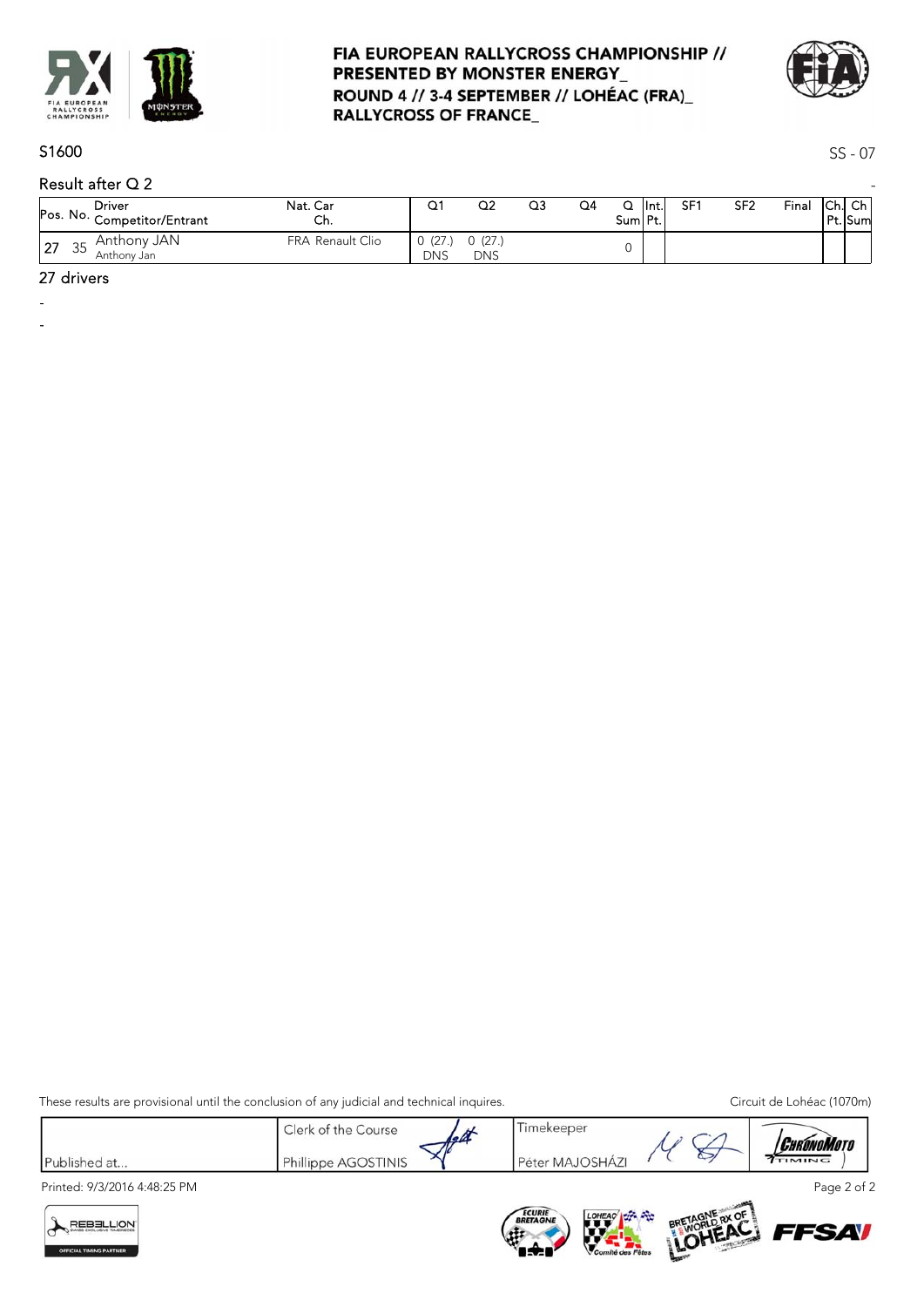# FIA EUROPEAN RALLYCROSS CHAMPIONSHIP // PRESENTED BY MONSTER ENERGY_ ROUND 4 // 3-4 SEPTEMBER // LOHÉAC (FRA)_ RALLYCROSS OF FRANCE_

S1600

SS - 07

## Result after Q 2

| Pos. | No. | Driver Competitor/Entrant | Nat. Car Ch. | Q1 | Q2 | Q3 | Q4 | Q Sum | Int. Pt. | SF1 | SF2 | Final | Ch. Pt. | Ch Sum |
|---|---|---|---|---|---|---|---|---|---|---|---|---|---|---|
| 27 | 35 | Anthony JAN Anthony Jan | FRA Renault Clio | 0 (27.) DNS | 0 (27.) DNS | | | 0 | | | | | | |

27 drivers

-

-

These results are provisional until the conclusion of any judicial and technical inquires.

Circuit de Lohéac (1070m)

| | | |
|---|---|---|
| Published at... | Clerk of the Course Phillippe AGOSTINIS | Timekeeper Péter MAJOSHÁZI |

Printed: 9/3/2016 4:48:25 PM